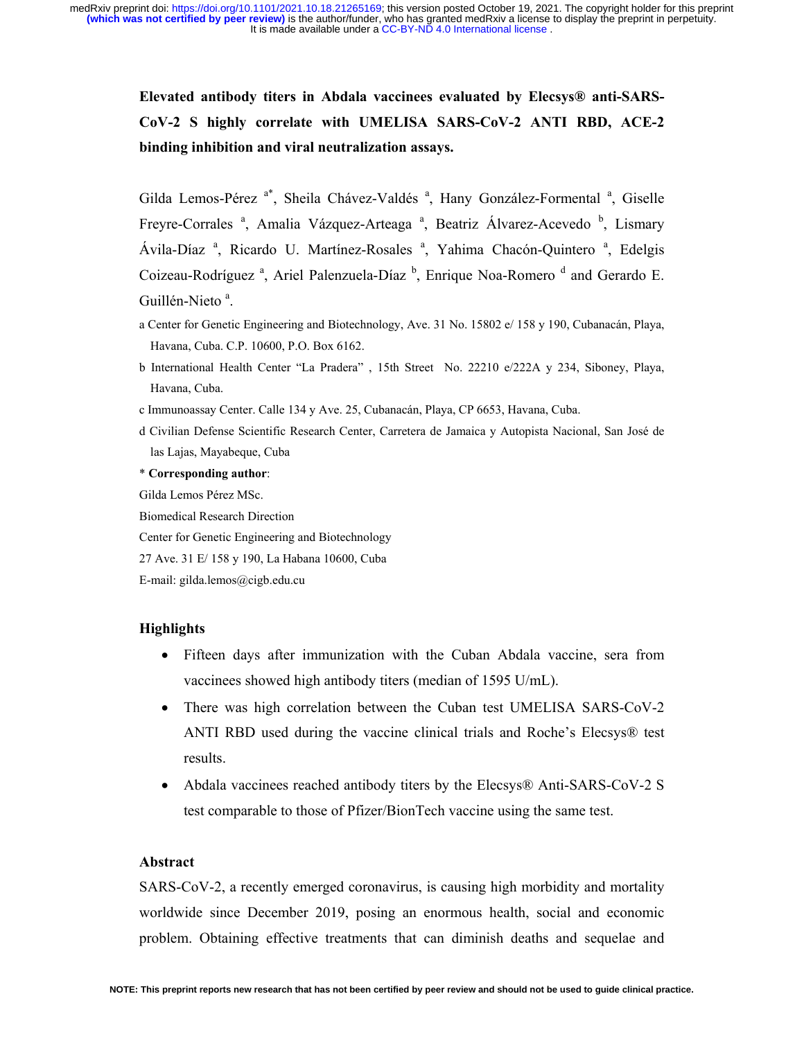# Elevated antibody titers in Abdala vaccinees evaluated by Elecsys® anti-SARS-CoV-2 S highly correlate with UMELISA SARS-CoV-2 ANTI RBD, ACE-2 binding inhibition and viral neutralization assays.

Gilda Lemos-Pérez [a*], Sheila Chávez-Valdés [a], Hany González-Formental [a], Giselle Freyre-Corrales [a], Amalia Vázquez-Arteaga [a], Beatriz Álvarez-Acevedo [b], Lismary Ávila-Díaz [a], Ricardo U. Martínez-Rosales [a], Yahima Chacón-Quintero [a], Edelgis Coizeau-Rodríguez [a], Ariel Palenzuela-Díaz [b], Enrique Noa-Romero [d] and Gerardo E. Guillén-Nieto [a].

a Center for Genetic Engineering and Biotechnology, Ave. 31 No. 15802 e/ 158 y 190, Cubanacán, Playa, Havana, Cuba. C.P. 10600, P.O. Box 6162.

b International Health Center "La Pradera" , 15th Street No. 22210 e/222A y 234, Siboney, Playa, Havana, Cuba.

c Immunoassay Center. Calle 134 y Ave. 25, Cubanacán, Playa, CP 6653, Havana, Cuba.

d Civilian Defense Scientific Research Center, Carretera de Jamaica y Autopista Nacional, San José de las Lajas, Mayabeque, Cuba

\* **Corresponding author**:

Gilda Lemos Pérez MSc.

Biomedical Research Direction

Center for Genetic Engineering and Biotechnology

27 Ave. 31 E/ 158 y 190, La Habana 10600, Cuba

E-mail: gilda.lemos@cigb.edu.cu

## Highlights

- Fifteen days after immunization with the Cuban Abdala vaccine, sera from vaccinees showed high antibody titers (median of 1595 U/mL).
- There was high correlation between the Cuban test UMELISA SARS-CoV-2 ANTI RBD used during the vaccine clinical trials and Roche's Elecsys® test results.
- Abdala vaccinees reached antibody titers by the Elecsys® Anti-SARS-CoV-2 S test comparable to those of Pfizer/BionTech vaccine using the same test.

## Abstract

SARS-CoV-2, a recently emerged coronavirus, is causing high morbidity and mortality worldwide since December 2019, posing an enormous health, social and economic problem. Obtaining effective treatments that can diminish deaths and sequelae and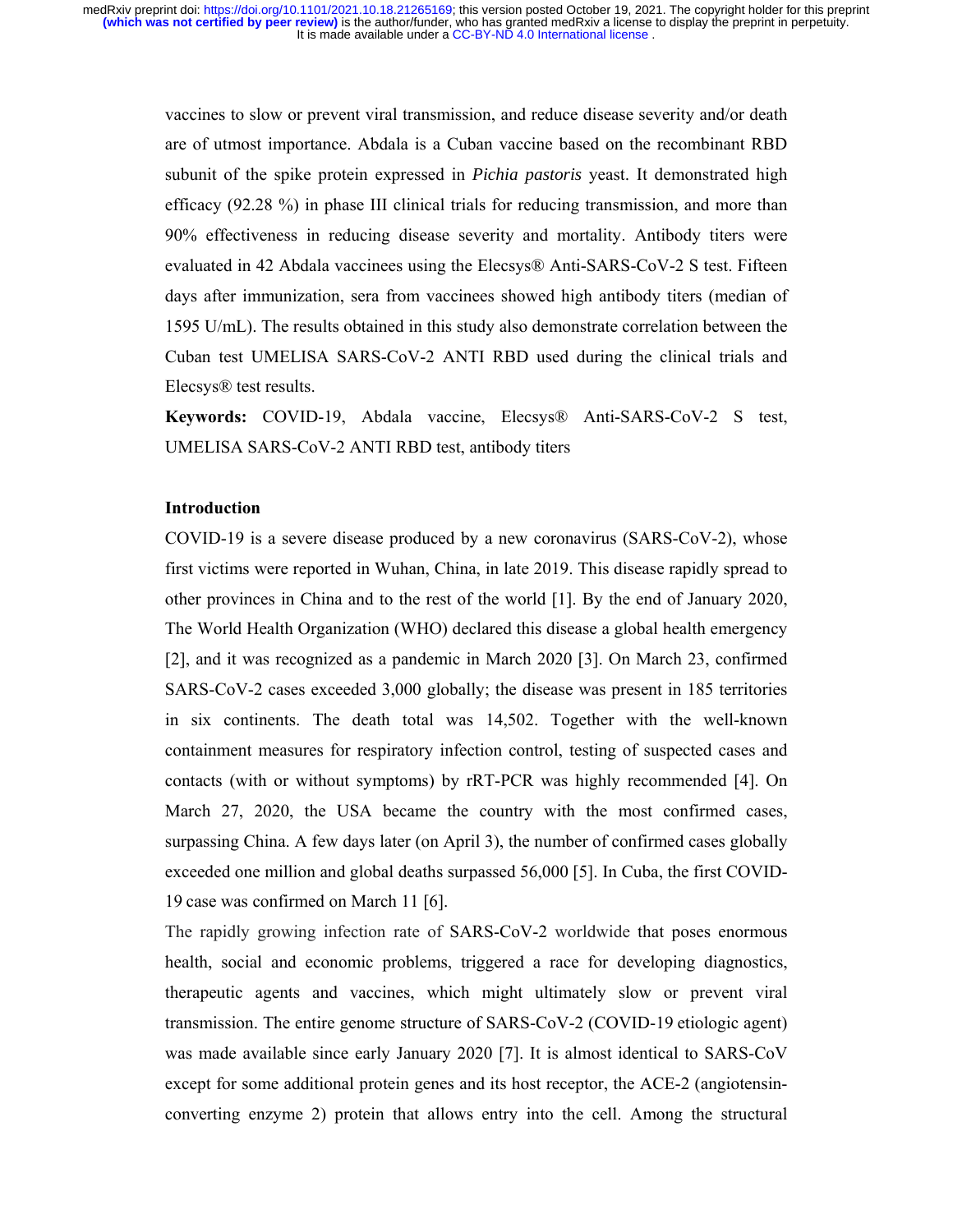vaccines to slow or prevent viral transmission, and reduce disease severity and/or death are of utmost importance. Abdala is a Cuban vaccine based on the recombinant RBD subunit of the spike protein expressed in *Pichia pastoris* yeast. It demonstrated high efficacy (92.28 %) in phase III clinical trials for reducing transmission, and more than 90% effectiveness in reducing disease severity and mortality. Antibody titers were evaluated in 42 Abdala vaccinees using the Elecsys® Anti-SARS-CoV-2 S test. Fifteen days after immunization, sera from vaccinees showed high antibody titers (median of 1595 U/mL). The results obtained in this study also demonstrate correlation between the Cuban test UMELISA SARS-CoV-2 ANTI RBD used during the clinical trials and Elecsys® test results.

**Keywords:** COVID-19, Abdala vaccine, Elecsys® Anti-SARS-CoV-2 S test, UMELISA SARS-CoV-2 ANTI RBD test, antibody titers

## Introduction

COVID-19 is a severe disease produced by a new coronavirus (SARS-CoV-2), whose first victims were reported in Wuhan, China, in late 2019. This disease rapidly spread to other provinces in China and to the rest of the world [1]. By the end of January 2020, The World Health Organization (WHO) declared this disease a global health emergency [2], and it was recognized as a pandemic in March 2020 [3]. On March 23, confirmed SARS-CoV-2 cases exceeded 3,000 globally; the disease was present in 185 territories in six continents. The death total was 14,502. Together with the well-known containment measures for respiratory infection control, testing of suspected cases and contacts (with or without symptoms) by rRT-PCR was highly recommended [4]. On March 27, 2020, the USA became the country with the most confirmed cases, surpassing China. A few days later (on April 3), the number of confirmed cases globally exceeded one million and global deaths surpassed 56,000 [5]. In Cuba, the first COVID-19 case was confirmed on March 11 [6].

The rapidly growing infection rate of SARS-CoV-2 worldwide that poses enormous health, social and economic problems, triggered a race for developing diagnostics, therapeutic agents and vaccines, which might ultimately slow or prevent viral transmission. The entire genome structure of SARS-CoV-2 (COVID-19 etiologic agent) was made available since early January 2020 [7]. It is almost identical to SARS-CoV except for some additional protein genes and its host receptor, the ACE-2 (angiotensin-converting enzyme 2) protein that allows entry into the cell. Among the structural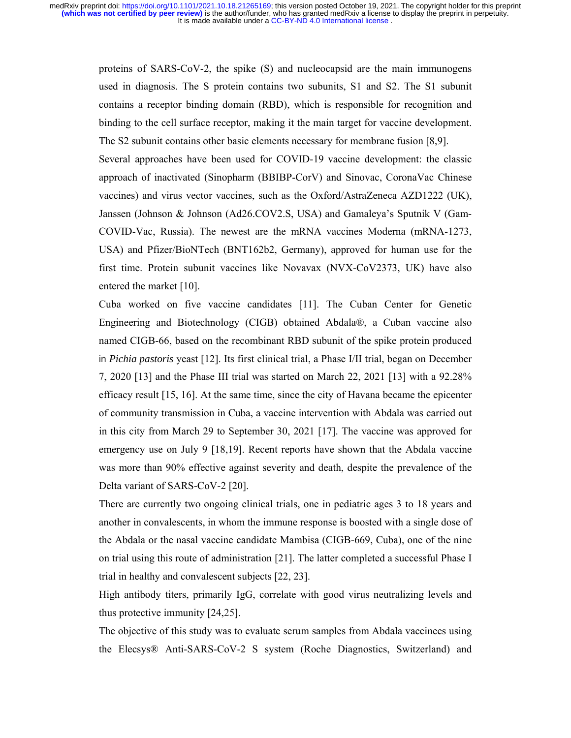proteins of SARS-CoV-2, the spike (S) and nucleocapsid are the main immunogens used in diagnosis. The S protein contains two subunits, S1 and S2. The S1 subunit contains a receptor binding domain (RBD), which is responsible for recognition and binding to the cell surface receptor, making it the main target for vaccine development. The S2 subunit contains other basic elements necessary for membrane fusion [8,9].

Several approaches have been used for COVID-19 vaccine development: the classic approach of inactivated (Sinopharm (BBIBP-CorV) and Sinovac, CoronaVac Chinese vaccines) and virus vector vaccines, such as the Oxford/AstraZeneca AZD1222 (UK), Janssen (Johnson & Johnson (Ad26.COV2.S, USA) and Gamaleya's Sputnik V (Gam-COVID-Vac, Russia). The newest are the mRNA vaccines Moderna (mRNA-1273, USA) and Pfizer/BioNTech (BNT162b2, Germany), approved for human use for the first time. Protein subunit vaccines like Novavax (NVX-CoV2373, UK) have also entered the market [10].

Cuba worked on five vaccine candidates [11]. The Cuban Center for Genetic Engineering and Biotechnology (CIGB) obtained Abdala®, a Cuban vaccine also named CIGB-66, based on the recombinant RBD subunit of the spike protein produced in *Pichia pastoris* yeast [12]. Its first clinical trial, a Phase I/II trial, began on December 7, 2020 [13] and the Phase III trial was started on March 22, 2021 [13] with a 92.28% efficacy result [15, 16]. At the same time, since the city of Havana became the epicenter of community transmission in Cuba, a vaccine intervention with Abdala was carried out in this city from March 29 to September 30, 2021 [17]. The vaccine was approved for emergency use on July 9 [18,19]. Recent reports have shown that the Abdala vaccine was more than 90% effective against severity and death, despite the prevalence of the Delta variant of SARS-CoV-2 [20].

There are currently two ongoing clinical trials, one in pediatric ages 3 to 18 years and another in convalescents, in whom the immune response is boosted with a single dose of the Abdala or the nasal vaccine candidate Mambisa (CIGB-669, Cuba), one of the nine on trial using this route of administration [21]. The latter completed a successful Phase I trial in healthy and convalescent subjects [22, 23].

High antibody titers, primarily IgG, correlate with good virus neutralizing levels and thus protective immunity [24,25].

The objective of this study was to evaluate serum samples from Abdala vaccinees using the Elecsys® Anti-SARS-CoV-2 S system (Roche Diagnostics, Switzerland) and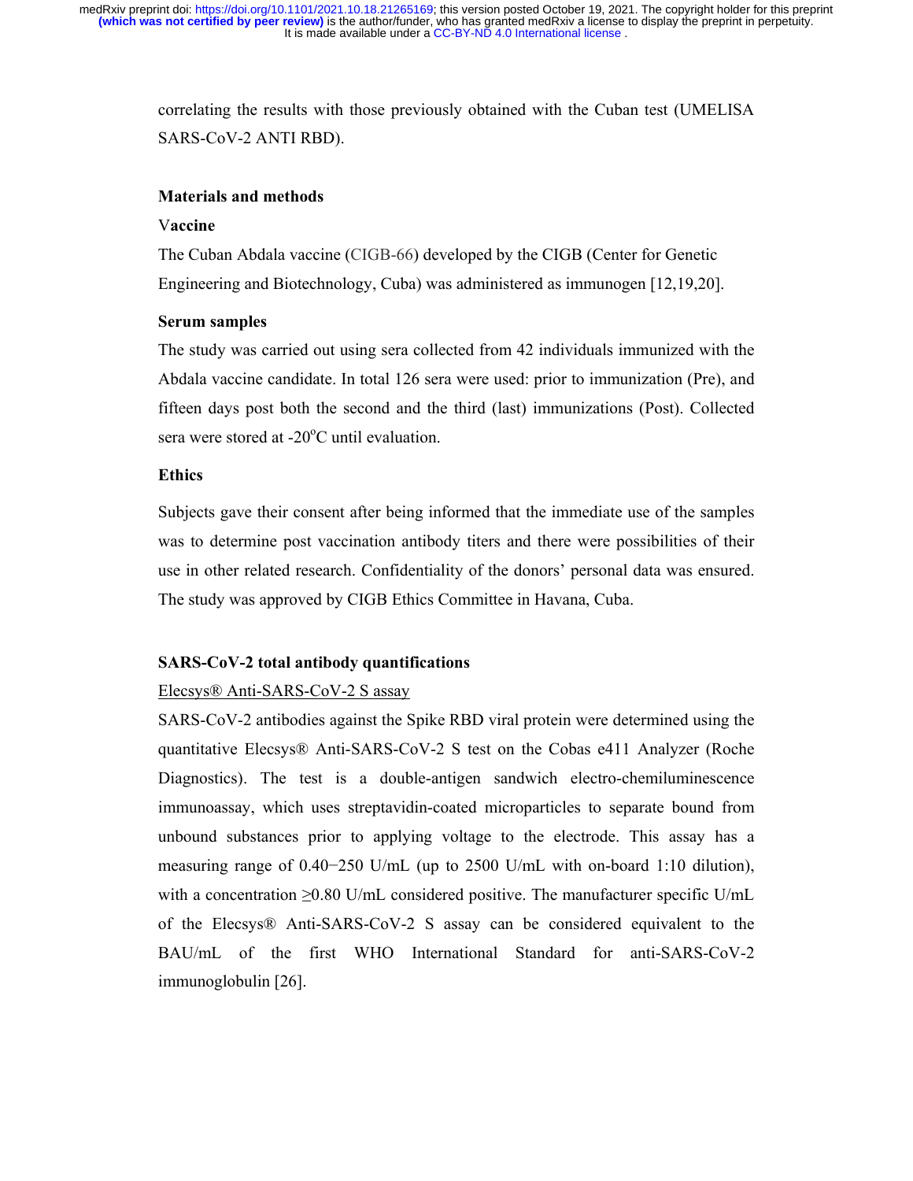correlating the results with those previously obtained with the Cuban test (UMELISA SARS-CoV-2 ANTI RBD).

## Materials and methods

### Vaccine

The Cuban Abdala vaccine (CIGB-66) developed by the CIGB (Center for Genetic Engineering and Biotechnology, Cuba) was administered as immunogen [12,19,20].

### Serum samples

The study was carried out using sera collected from 42 individuals immunized with the Abdala vaccine candidate. In total 126 sera were used: prior to immunization (Pre), and fifteen days post both the second and the third (last) immunizations (Post). Collected sera were stored at -20°C until evaluation.

### Ethics

Subjects gave their consent after being informed that the immediate use of the samples was to determine post vaccination antibody titers and there were possibilities of their use in other related research. Confidentiality of the donors' personal data was ensured. The study was approved by CIGB Ethics Committee in Havana, Cuba.

### SARS-CoV-2 total antibody quantifications

Elecsys® Anti-SARS-CoV-2 S assay

SARS-CoV-2 antibodies against the Spike RBD viral protein were determined using the quantitative Elecsys® Anti-SARS-CoV-2 S test on the Cobas e411 Analyzer (Roche Diagnostics). The test is a double-antigen sandwich electro-chemiluminescence immunoassay, which uses streptavidin-coated microparticles to separate bound from unbound substances prior to applying voltage to the electrode. This assay has a measuring range of 0.40−250 U/mL (up to 2500 U/mL with on-board 1:10 dilution), with a concentration ≥0.80 U/mL considered positive. The manufacturer specific U/mL of the Elecsys® Anti-SARS-CoV-2 S assay can be considered equivalent to the BAU/mL of the first WHO International Standard for anti-SARS-CoV-2 immunoglobulin [26].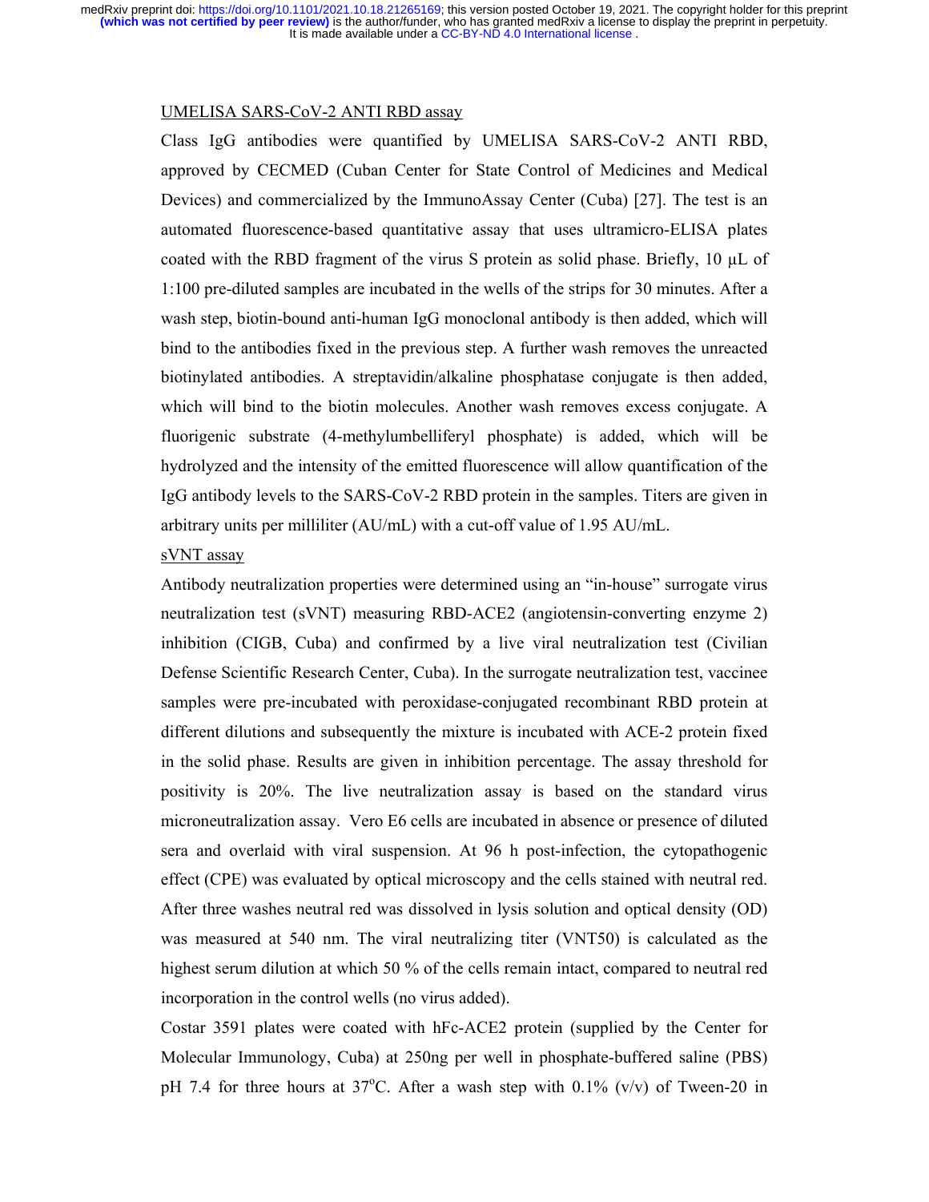UMELISA SARS-CoV-2 ANTI RBD assay

Class IgG antibodies were quantified by UMELISA SARS-CoV-2 ANTI RBD, approved by CECMED (Cuban Center for State Control of Medicines and Medical Devices) and commercialized by the ImmunoAssay Center (Cuba) [27]. The test is an automated fluorescence-based quantitative assay that uses ultramicro-ELISA plates coated with the RBD fragment of the virus S protein as solid phase. Briefly, 10 µL of 1:100 pre-diluted samples are incubated in the wells of the strips for 30 minutes. After a wash step, biotin-bound anti-human IgG monoclonal antibody is then added, which will bind to the antibodies fixed in the previous step. A further wash removes the unreacted biotinylated antibodies. A streptavidin/alkaline phosphatase conjugate is then added, which will bind to the biotin molecules. Another wash removes excess conjugate. A fluorigenic substrate (4-methylumbelliferyl phosphate) is added, which will be hydrolyzed and the intensity of the emitted fluorescence will allow quantification of the IgG antibody levels to the SARS-CoV-2 RBD protein in the samples. Titers are given in arbitrary units per milliliter (AU/mL) with a cut-off value of 1.95 AU/mL.

sVNT assay

Antibody neutralization properties were determined using an "in-house" surrogate virus neutralization test (sVNT) measuring RBD-ACE2 (angiotensin-converting enzyme 2) inhibition (CIGB, Cuba) and confirmed by a live viral neutralization test (Civilian Defense Scientific Research Center, Cuba). In the surrogate neutralization test, vaccinee samples were pre-incubated with peroxidase-conjugated recombinant RBD protein at different dilutions and subsequently the mixture is incubated with ACE-2 protein fixed in the solid phase. Results are given in inhibition percentage. The assay threshold for positivity is 20%. The live neutralization assay is based on the standard virus microneutralization assay. Vero E6 cells are incubated in absence or presence of diluted sera and overlaid with viral suspension. At 96 h post-infection, the cytopathogenic effect (CPE) was evaluated by optical microscopy and the cells stained with neutral red. After three washes neutral red was dissolved in lysis solution and optical density (OD) was measured at 540 nm. The viral neutralizing titer (VNT50) is calculated as the highest serum dilution at which 50 % of the cells remain intact, compared to neutral red incorporation in the control wells (no virus added).

Costar 3591 plates were coated with hFc-ACE2 protein (supplied by the Center for Molecular Immunology, Cuba) at 250ng per well in phosphate-buffered saline (PBS) pH 7.4 for three hours at 37°C. After a wash step with 0.1% (v/v) of Tween-20 in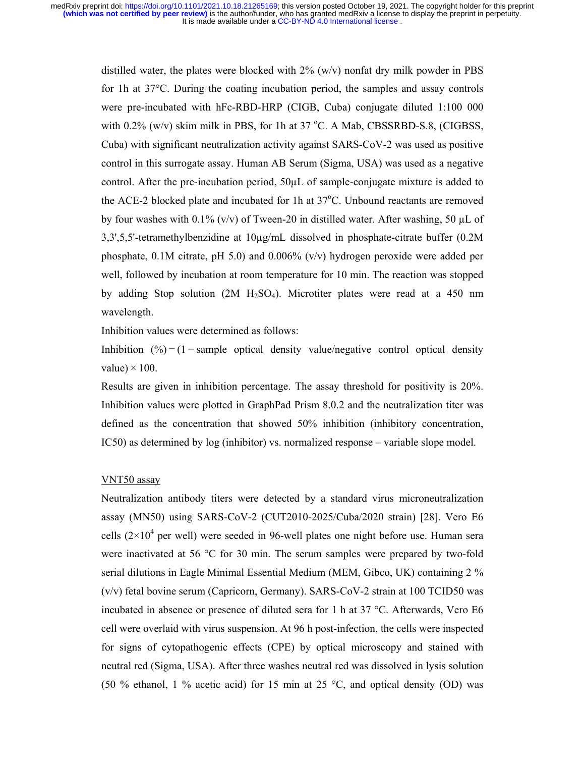distilled water, the plates were blocked with 2% (w/v) nonfat dry milk powder in PBS for 1h at 37°C. During the coating incubation period, the samples and assay controls were pre-incubated with hFc-RBD-HRP (CIGB, Cuba) conjugate diluted 1:100 000 with 0.2% (w/v) skim milk in PBS, for 1h at 37 °C. A Mab, CBSSRBD-S.8, (CIGBSS, Cuba) with significant neutralization activity against SARS-CoV-2 was used as positive control in this surrogate assay. Human AB Serum (Sigma, USA) was used as a negative control. After the pre-incubation period, 50µL of sample-conjugate mixture is added to the ACE-2 blocked plate and incubated for 1h at 37°C. Unbound reactants are removed by four washes with 0.1% (v/v) of Tween-20 in distilled water. After washing, 50 µL of 3,3',5,5'-tetramethylbenzidine at 10µg/mL dissolved in phosphate-citrate buffer (0.2M phosphate, 0.1M citrate, pH 5.0) and 0.006% (v/v) hydrogen peroxide were added per well, followed by incubation at room temperature for 10 min. The reaction was stopped by adding Stop solution (2M $H_2SO_4$). Microtiter plates were read at a 450 nm wavelength.

Inhibition values were determined as follows:

Inhibition (%) = (1 − sample optical density value/negative control optical density value) × 100.

Results are given in inhibition percentage. The assay threshold for positivity is 20%. Inhibition values were plotted in GraphPad Prism 8.0.2 and the neutralization titer was defined as the concentration that showed 50% inhibition (inhibitory concentration, IC50) as determined by log (inhibitor) vs. normalized response – variable slope model.

VNT50 assay

Neutralization antibody titers were detected by a standard virus microneutralization assay (MN50) using SARS-CoV-2 (CUT2010-2025/Cuba/2020 strain) [28]. Vero E6 cells ($2\times10^4$ per well) were seeded in 96-well plates one night before use. Human sera were inactivated at 56 °C for 30 min. The serum samples were prepared by two-fold serial dilutions in Eagle Minimal Essential Medium (MEM, Gibco, UK) containing 2 % (v/v) fetal bovine serum (Capricorn, Germany). SARS-CoV-2 strain at 100 TCID50 was incubated in absence or presence of diluted sera for 1 h at 37 °C. Afterwards, Vero E6 cell were overlaid with virus suspension. At 96 h post-infection, the cells were inspected for signs of cytopathogenic effects (CPE) by optical microscopy and stained with neutral red (Sigma, USA). After three washes neutral red was dissolved in lysis solution (50 % ethanol, 1 % acetic acid) for 15 min at 25 °C, and optical density (OD) was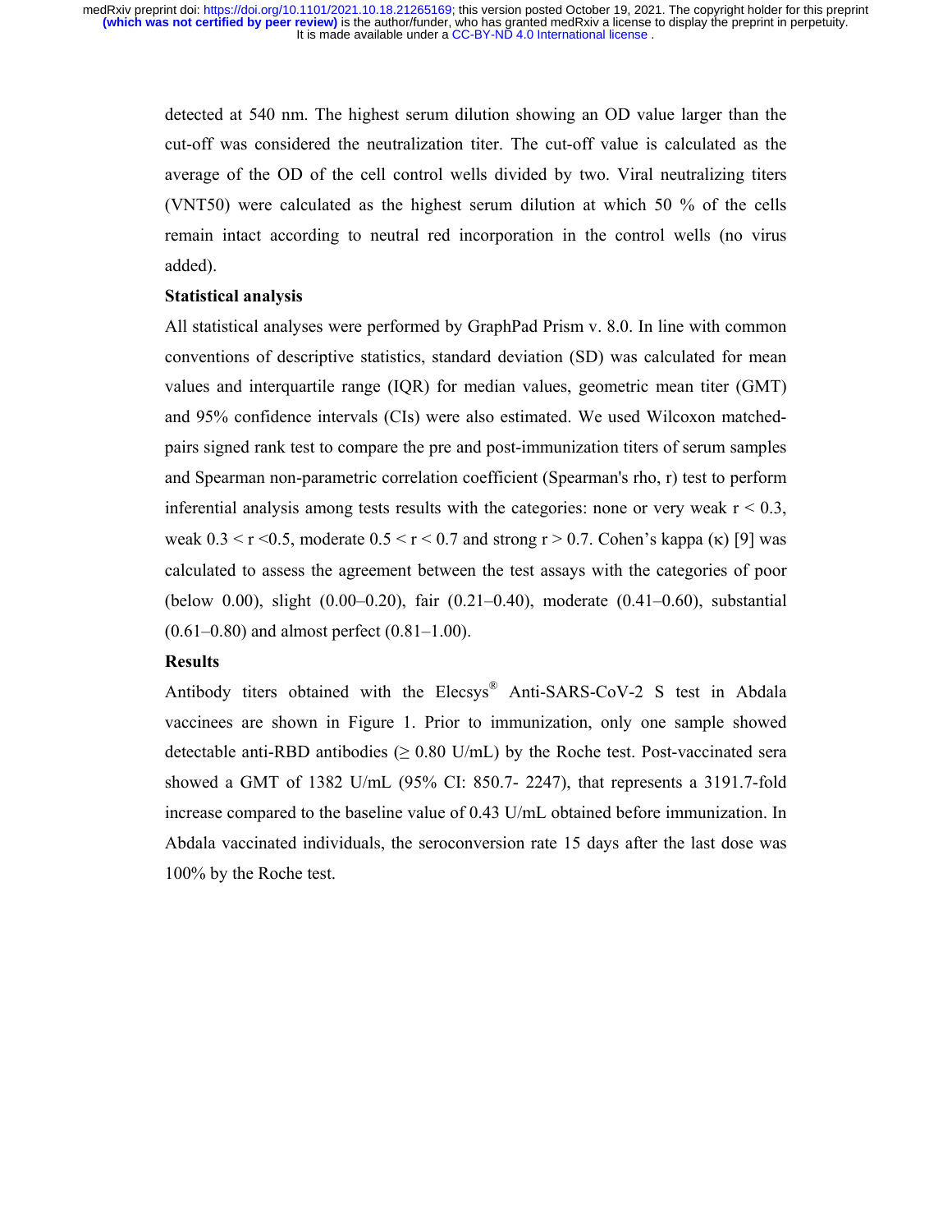detected at 540 nm. The highest serum dilution showing an OD value larger than the cut-off was considered the neutralization titer. The cut-off value is calculated as the average of the OD of the cell control wells divided by two. Viral neutralizing titers (VNT50) were calculated as the highest serum dilution at which 50 % of the cells remain intact according to neutral red incorporation in the control wells (no virus added).

### Statistical analysis

All statistical analyses were performed by GraphPad Prism v. 8.0. In line with common conventions of descriptive statistics, standard deviation (SD) was calculated for mean values and interquartile range (IQR) for median values, geometric mean titer (GMT) and 95% confidence intervals (CIs) were also estimated. We used Wilcoxon matched-pairs signed rank test to compare the pre and post-immunization titers of serum samples and Spearman non-parametric correlation coefficient (Spearman's rho, r) test to perform inferential analysis among tests results with the categories: none or very weak $r < 0.3$, weak $0.3 < r < 0.5$, moderate $0.5 < r < 0.7$ and strong $r > 0.7$. Cohen's kappa ($\kappa$) [9] was calculated to assess the agreement between the test assays with the categories of poor (below 0.00), slight (0.00–0.20), fair (0.21–0.40), moderate (0.41–0.60), substantial (0.61–0.80) and almost perfect (0.81–1.00).

### Results

Antibody titers obtained with the Elecsys® Anti-SARS-CoV-2 S test in Abdala vaccinees are shown in Figure 1. Prior to immunization, only one sample showed detectable anti-RBD antibodies (≥ 0.80 U/mL) by the Roche test. Post-vaccinated sera showed a GMT of 1382 U/mL (95% CI: 850.7- 2247), that represents a 3191.7-fold increase compared to the baseline value of 0.43 U/mL obtained before immunization. In Abdala vaccinated individuals, the seroconversion rate 15 days after the last dose was 100% by the Roche test.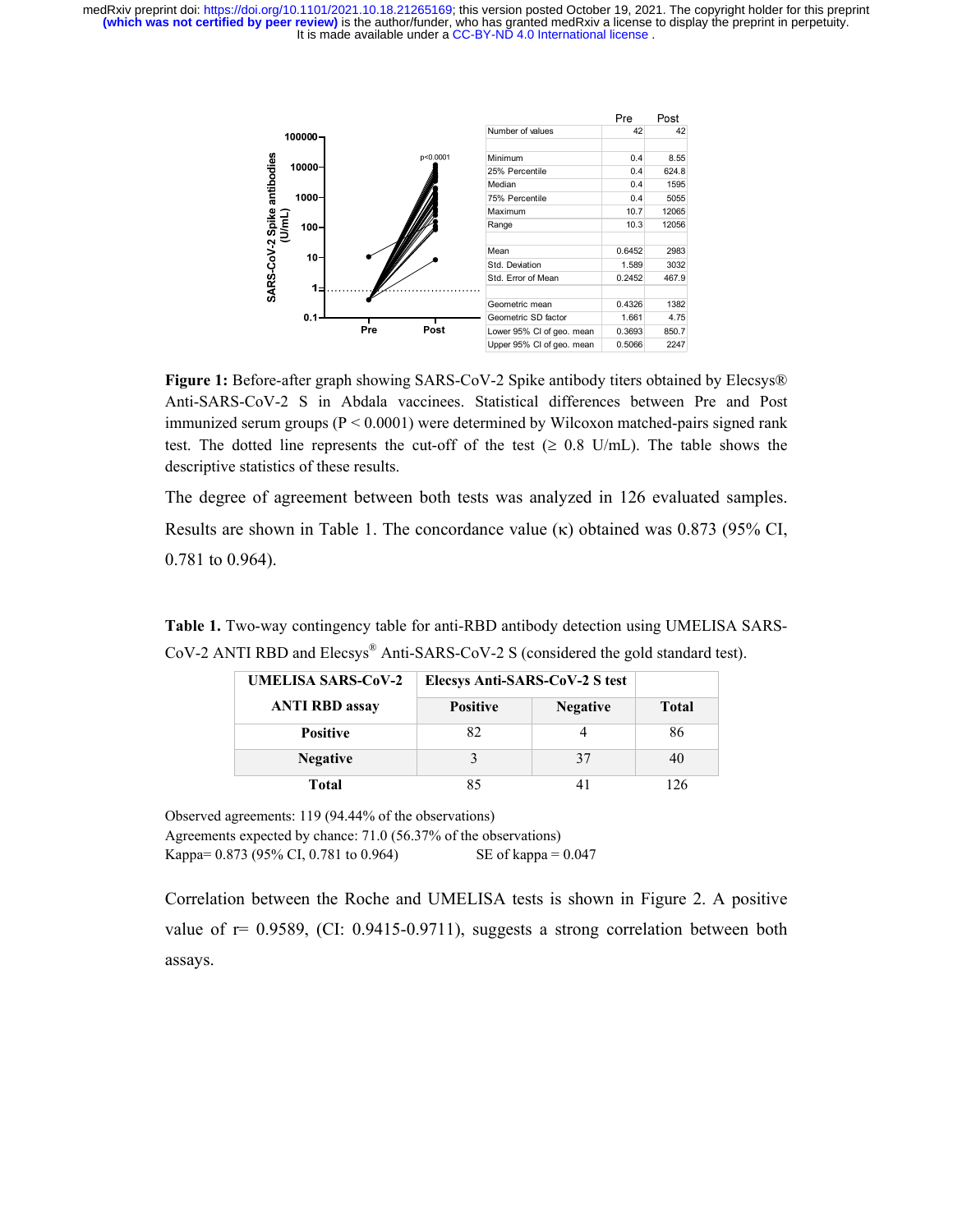|  | Pre | Post |
|---|---|---|
| Number of values | 42 | 42 |
|  |  |  |
| Minimum | 0.4 | 8.55 |
| 25% Percentile | 0.4 | 624.8 |
| Median | 0.4 | 1595 |
| 75% Percentile | 0.4 | 5055 |
| Maximum | 10.7 | 12065 |
| Range | 10.3 | 12056 |
|  |  |  |
| Mean | 0.6452 | 2983 |
| Std. Deviation | 1.589 | 3032 |
| Std. Error of Mean | 0.2452 | 467.9 |
|  |  |  |
| Geometric mean | 0.4326 | 1382 |
| Geometric SD factor | 1.661 | 4.75 |
| Lower 95% CI of geo. mean | 0.3693 | 850.7 |
| Upper 95% CI of geo. mean | 0.5066 | 2247 |

**Figure 1:** Before-after graph showing SARS-CoV-2 Spike antibody titers obtained by Elecsys® Anti-SARS-CoV-2 S in Abdala vaccinees. Statistical differences between Pre and Post immunized serum groups ($P < 0.0001$) were determined by Wilcoxon matched-pairs signed rank test. The dotted line represents the cut-off of the test (≥ 0.8 U/mL). The table shows the descriptive statistics of these results.

The degree of agreement between both tests was analyzed in 126 evaluated samples. Results are shown in Table 1. The concordance value (κ) obtained was 0.873 (95% CI, 0.781 to 0.964).

**Table 1.** Two-way contingency table for anti-RBD antibody detection using UMELISA SARS-CoV-2 ANTI RBD and Elecsys® Anti-SARS-CoV-2 S (considered the gold standard test).

| UMELISA SARS-CoV-2 ANTI RBD assay | Elecsys Anti-SARS-CoV-2 S test | | |
|---|---|---|---|
| | **Positive** | **Negative** | **Total** |
| **Positive** | 82 | 4 | 86 |
| **Negative** | 3 | 37 | 40 |
| **Total** | 85 | 41 | 126 |

Observed agreements: 119 (94.44% of the observations)
Agreements expected by chance: 71.0 (56.37% of the observations)
Kappa= 0.873 (95% CI, 0.781 to 0.964) SE of kappa = 0.047

Correlation between the Roche and UMELISA tests is shown in Figure 2. A positive value of r= 0.9589, (CI: 0.9415-0.9711), suggests a strong correlation between both assays.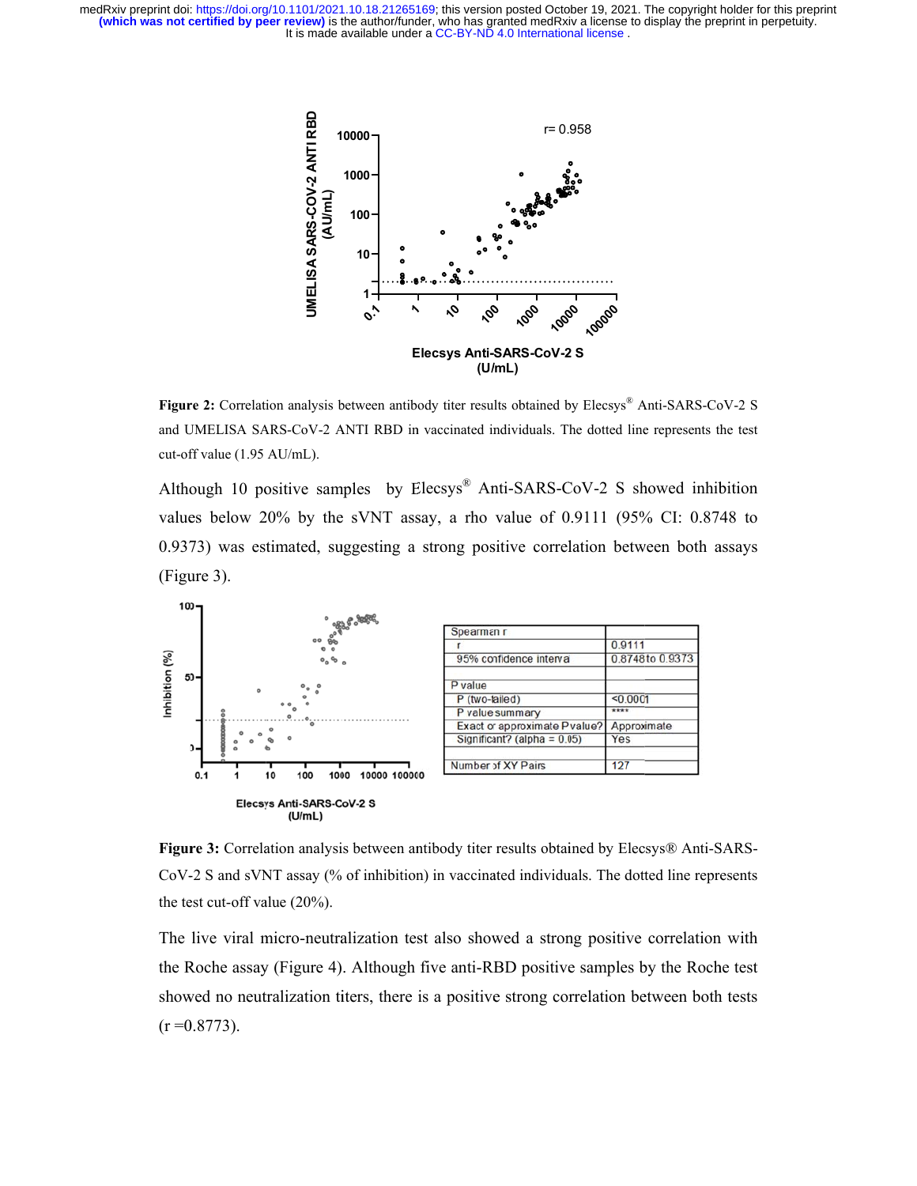**Figure 2:** Correlation analysis between antibody titer results obtained by Elecsys® Anti-SARS-CoV-2 S and UMELISA SARS-CoV-2 ANTI RBD in vaccinated individuals. The dotted line represents the test cut-off value (1.95 AU/mL).

Although 10 positive samples by Elecsys® Anti-SARS-CoV-2 S showed inhibition values below 20% by the sVNT assay, a rho value of 0.9111 (95% CI: 0.8748 to 0.9373) was estimated, suggesting a strong positive correlation between both assays (Figure 3).

| Spearman r | |
|---|---|
| r | 0.9111 |
| 95% confidence interval | 0.8748 to 0.9373 |
| | |
| P value | |
| P (two-tailed) | <0.0001 |
| P value summary | **** |
| Exact or approximate P value? | Approximate |
| Significant? (alpha = 0.05) | Yes |
| | |
| Number of XY Pairs | 127 |

**Figure 3:** Correlation analysis between antibody titer results obtained by Elecsys® Anti-SARS-CoV-2 S and sVNT assay (% of inhibition) in vaccinated individuals. The dotted line represents the test cut-off value (20%).

The live viral micro-neutralization test also showed a strong positive correlation with the Roche assay (Figure 4). Although five anti-RBD positive samples by the Roche test showed no neutralization titers, there is a positive strong correlation between both tests (r =0.8773).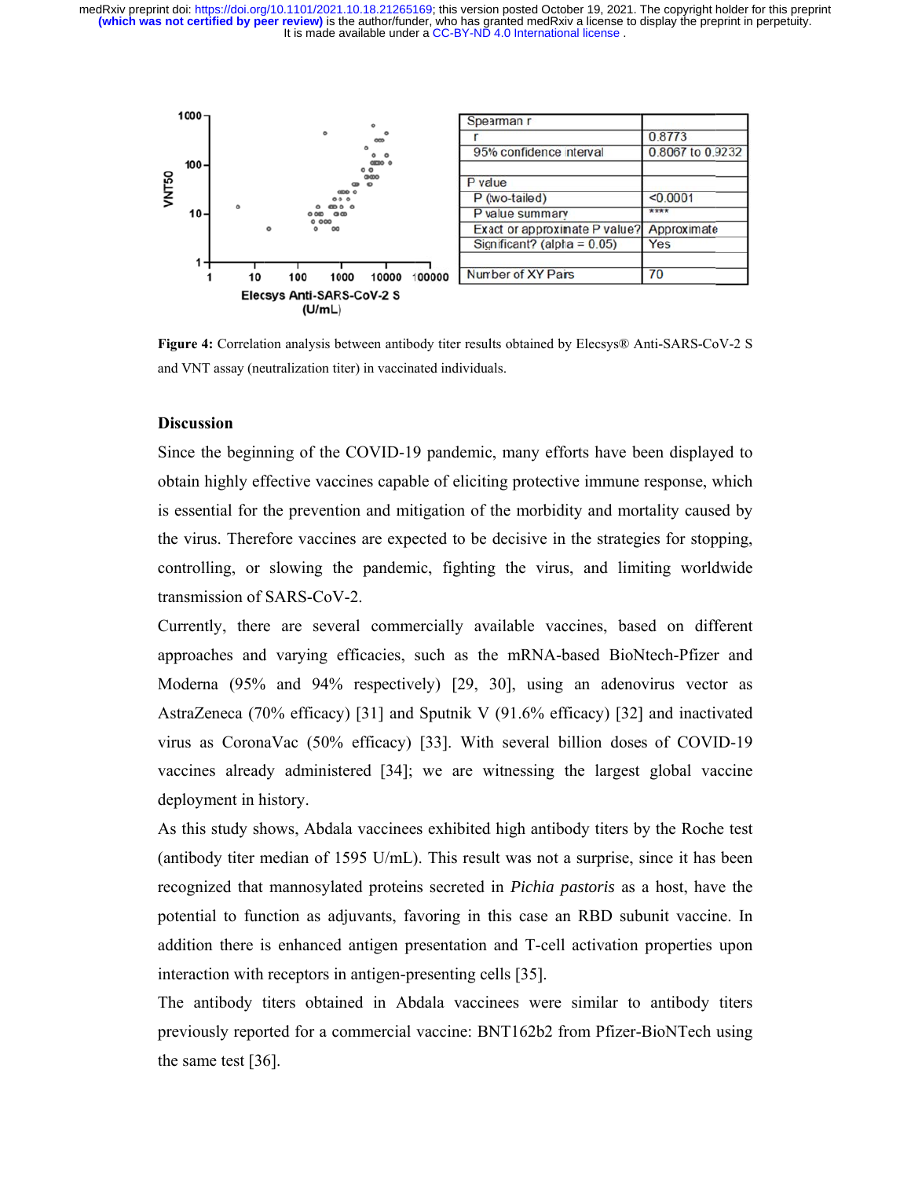| Spearman r | |
| --- | --- |
| r | 0.8773 |
| 95% confidence interval | 0.8067 to 0.9232 |
| | |
| P value | |
| P (two-tailed) | <0.0001 |
| P value summary | **** |
| Exact or approximate P value? | Approximate |
| Significant? (alpha = 0.05) | Yes |
| | |
| Number of XY Pairs | 70 |

**Figure 4:** Correlation analysis between antibody titer results obtained by Elecsys® Anti-SARS-CoV-2 S and VNT assay (neutralization titer) in vaccinated individuals.

## Discussion

Since the beginning of the COVID-19 pandemic, many efforts have been displayed to obtain highly effective vaccines capable of eliciting protective immune response, which is essential for the prevention and mitigation of the morbidity and mortality caused by the virus. Therefore vaccines are expected to be decisive in the strategies for stopping, controlling, or slowing the pandemic, fighting the virus, and limiting worldwide transmission of SARS-CoV-2.

Currently, there are several commercially available vaccines, based on different approaches and varying efficacies, such as the mRNA-based BioNtech-Pfizer and Moderna (95% and 94% respectively) [29, 30], using an adenovirus vector as AstraZeneca (70% efficacy) [31] and Sputnik V (91.6% efficacy) [32] and inactivated virus as CoronaVac (50% efficacy) [33]. With several billion doses of COVID-19 vaccines already administered [34]; we are witnessing the largest global vaccine deployment in history.

As this study shows, Abdala vaccinees exhibited high antibody titers by the Roche test (antibody titer median of 1595 U/mL). This result was not a surprise, since it has been recognized that mannosylated proteins secreted in *Pichia pastoris* as a host, have the potential to function as adjuvants, favoring in this case an RBD subunit vaccine. In addition there is enhanced antigen presentation and T-cell activation properties upon interaction with receptors in antigen-presenting cells [35].

The antibody titers obtained in Abdala vaccinees were similar to antibody titers previously reported for a commercial vaccine: BNT162b2 from Pfizer-BioNTech using the same test [36].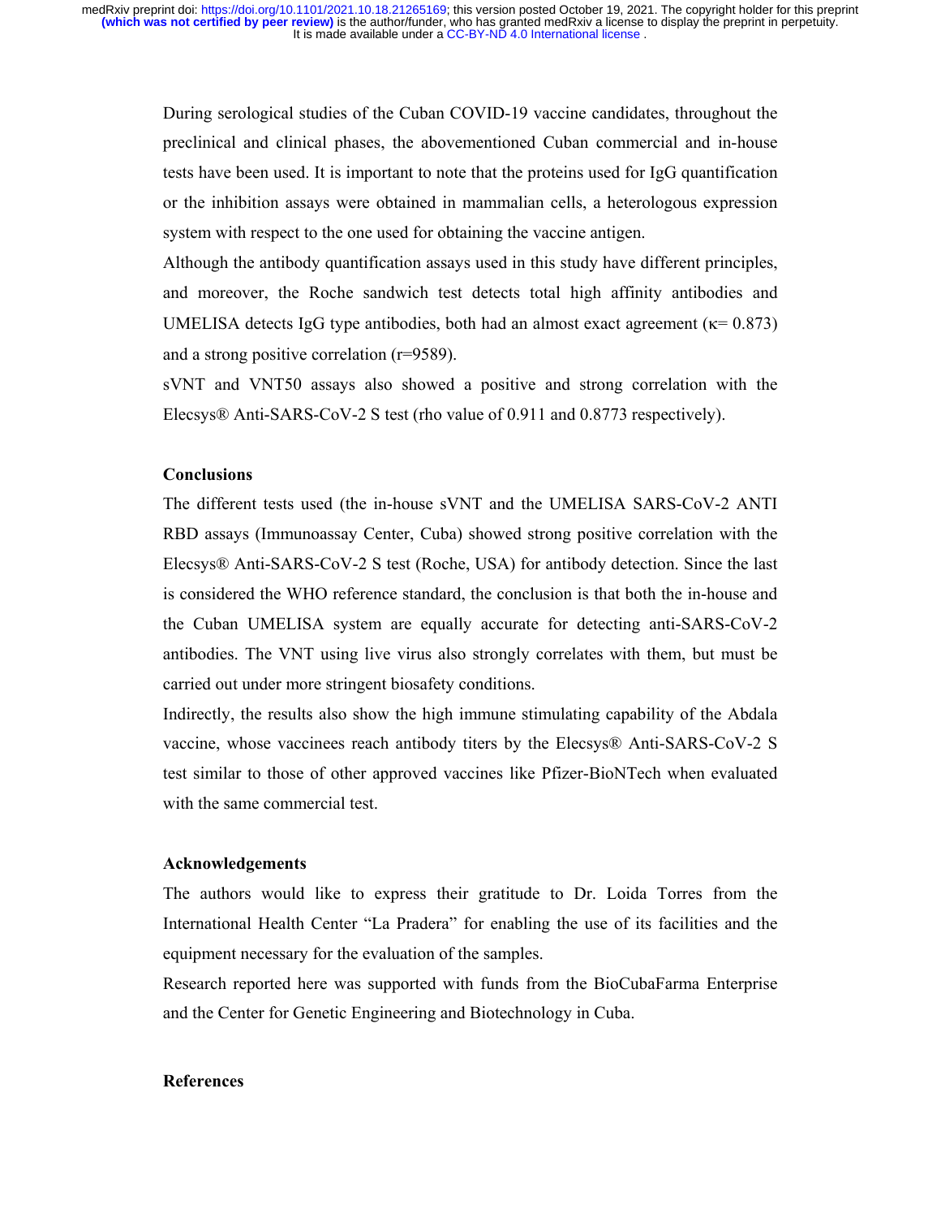During serological studies of the Cuban COVID-19 vaccine candidates, throughout the preclinical and clinical phases, the abovementioned Cuban commercial and in-house tests have been used. It is important to note that the proteins used for IgG quantification or the inhibition assays were obtained in mammalian cells, a heterologous expression system with respect to the one used for obtaining the vaccine antigen.

Although the antibody quantification assays used in this study have different principles, and moreover, the Roche sandwich test detects total high affinity antibodies and UMELISA detects IgG type antibodies, both had an almost exact agreement ($\kappa$= 0.873) and a strong positive correlation (r=9589).

sVNT and VNT50 assays also showed a positive and strong correlation with the Elecsys® Anti-SARS-CoV-2 S test (rho value of 0.911 and 0.8773 respectively).

**Conclusions**

The different tests used (the in-house sVNT and the UMELISA SARS-CoV-2 ANTI RBD assays (Immunoassay Center, Cuba) showed strong positive correlation with the Elecsys® Anti-SARS-CoV-2 S test (Roche, USA) for antibody detection. Since the last is considered the WHO reference standard, the conclusion is that both the in-house and the Cuban UMELISA system are equally accurate for detecting anti-SARS-CoV-2 antibodies. The VNT using live virus also strongly correlates with them, but must be carried out under more stringent biosafety conditions.

Indirectly, the results also show the high immune stimulating capability of the Abdala vaccine, whose vaccinees reach antibody titers by the Elecsys® Anti-SARS-CoV-2 S test similar to those of other approved vaccines like Pfizer-BioNTech when evaluated with the same commercial test.

**Acknowledgements**

The authors would like to express their gratitude to Dr. Loida Torres from the International Health Center "La Pradera" for enabling the use of its facilities and the equipment necessary for the evaluation of the samples.

Research reported here was supported with funds from the BioCubaFarma Enterprise and the Center for Genetic Engineering and Biotechnology in Cuba.

**References**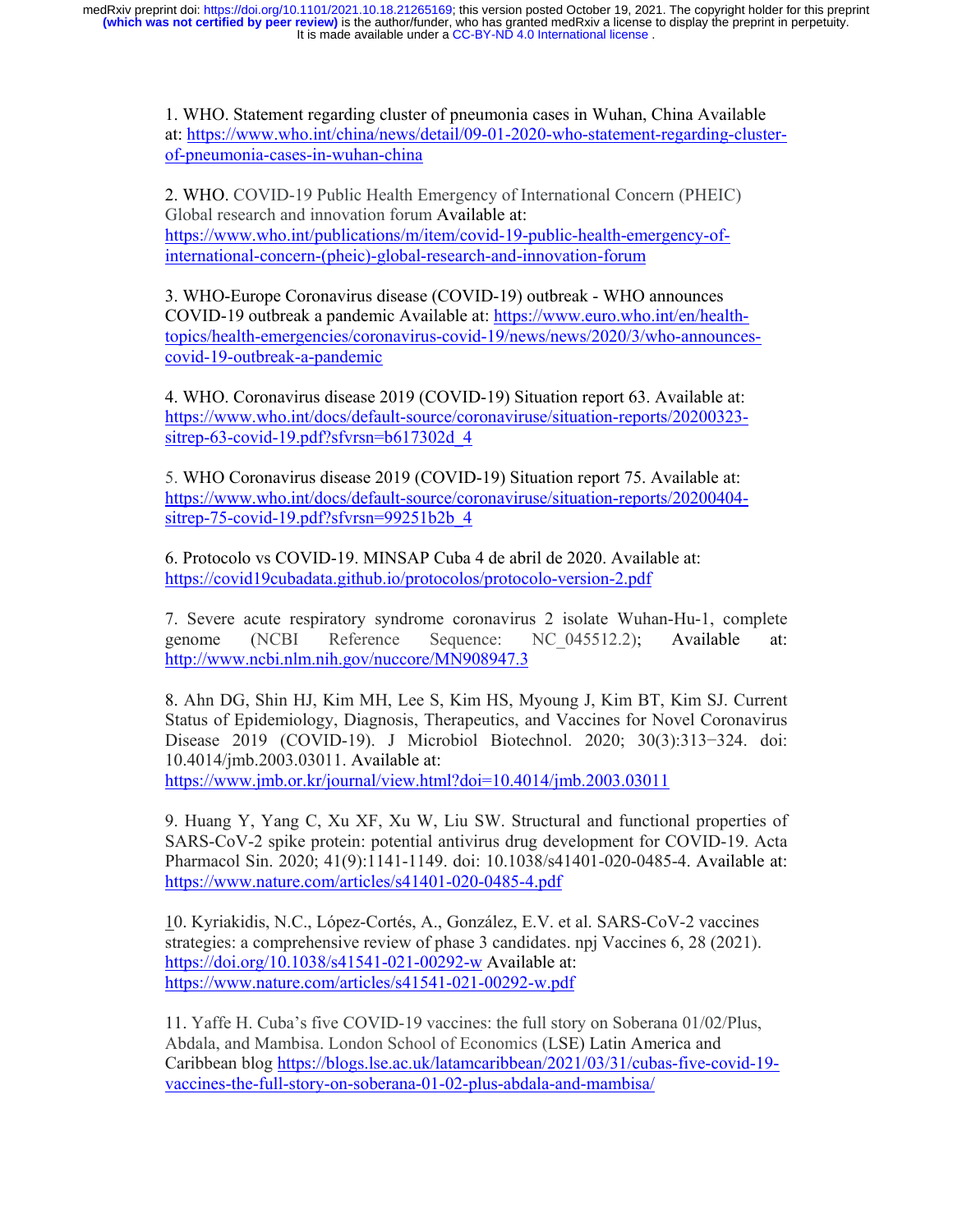1. WHO. Statement regarding cluster of pneumonia cases in Wuhan, China Available at: https://www.who.int/china/news/detail/09-01-2020-who-statement-regarding-cluster-of-pneumonia-cases-in-wuhan-china

2. WHO. COVID-19 Public Health Emergency of International Concern (PHEIC) Global research and innovation forum Available at: https://www.who.int/publications/m/item/covid-19-public-health-emergency-of-international-concern-(pheic)-global-research-and-innovation-forum

3. WHO-Europe Coronavirus disease (COVID-19) outbreak - WHO announces COVID-19 outbreak a pandemic Available at: https://www.euro.who.int/en/health-topics/health-emergencies/coronavirus-covid-19/news/news/2020/3/who-announces-covid-19-outbreak-a-pandemic

4. WHO. Coronavirus disease 2019 (COVID-19) Situation report 63. Available at: https://www.who.int/docs/default-source/coronaviruse/situation-reports/20200323-sitrep-63-covid-19.pdf?sfvrsn=b617302d_4

5. WHO Coronavirus disease 2019 (COVID-19) Situation report 75. Available at: https://www.who.int/docs/default-source/coronaviruse/situation-reports/20200404-sitrep-75-covid-19.pdf?sfvrsn=99251b2b_4

6. Protocolo vs COVID-19. MINSAP Cuba 4 de abril de 2020. Available at: https://covid19cubadata.github.io/protocolos/protocolo-version-2.pdf

7. Severe acute respiratory syndrome coronavirus 2 isolate Wuhan-Hu-1, complete genome (NCBI Reference Sequence: NC_045512.2); Available at: http://www.ncbi.nlm.nih.gov/nuccore/MN908947.3

8. Ahn DG, Shin HJ, Kim MH, Lee S, Kim HS, Myoung J, Kim BT, Kim SJ. Current Status of Epidemiology, Diagnosis, Therapeutics, and Vaccines for Novel Coronavirus Disease 2019 (COVID-19). J Microbiol Biotechnol. 2020; 30(3):313−324. doi: 10.4014/jmb.2003.03011. Available at: https://www.jmb.or.kr/journal/view.html?doi=10.4014/jmb.2003.03011

9. Huang Y, Yang C, Xu XF, Xu W, Liu SW. Structural and functional properties of SARS-CoV-2 spike protein: potential antivirus drug development for COVID-19. Acta Pharmacol Sin. 2020; 41(9):1141-1149. doi: 10.1038/s41401-020-0485-4. Available at: https://www.nature.com/articles/s41401-020-0485-4.pdf

10. Kyriakidis, N.C., López-Cortés, A., González, E.V. et al. SARS-CoV-2 vaccines strategies: a comprehensive review of phase 3 candidates. npj Vaccines 6, 28 (2021). https://doi.org/10.1038/s41541-021-00292-w Available at: https://www.nature.com/articles/s41541-021-00292-w.pdf

11. Yaffe H. Cuba's five COVID-19 vaccines: the full story on Soberana 01/02/Plus, Abdala, and Mambisa. London School of Economics (LSE) Latin America and Caribbean blog https://blogs.lse.ac.uk/latamcaribbean/2021/03/31/cubas-five-covid-19-vaccines-the-full-story-on-soberana-01-02-plus-abdala-and-mambisa/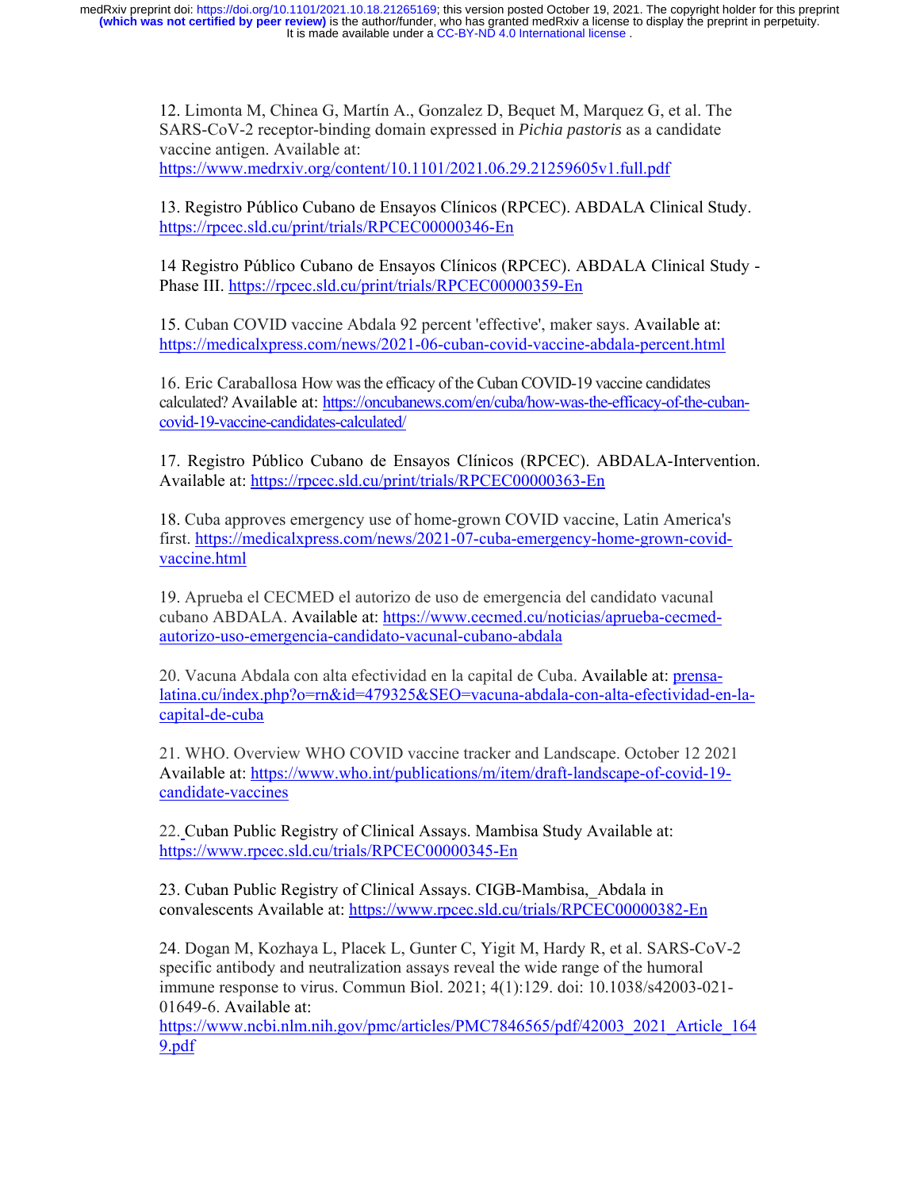12. Limonta M, Chinea G, Martín A., Gonzalez D, Bequet M, Marquez G, et al. The SARS-CoV-2 receptor-binding domain expressed in *Pichia pastoris* as a candidate vaccine antigen. Available at: https://www.medrxiv.org/content/10.1101/2021.06.29.21259605v1.full.pdf

13. Registro Público Cubano de Ensayos Clínicos (RPCEC). ABDALA Clinical Study. https://rpcec.sld.cu/print/trials/RPCEC00000346-En

14 Registro Público Cubano de Ensayos Clínicos (RPCEC). ABDALA Clinical Study - Phase III. https://rpcec.sld.cu/print/trials/RPCEC00000359-En

15. Cuban COVID vaccine Abdala 92 percent 'effective', maker says. Available at: https://medicalxpress.com/news/2021-06-cuban-covid-vaccine-abdala-percent.html

16. Eric Caraballosa How was the efficacy of the Cuban COVID-19 vaccine candidates calculated? Available at: https://oncubanews.com/en/cuba/how-was-the-efficacy-of-the-cuban-covid-19-vaccine-candidates-calculated/

17. Registro Público Cubano de Ensayos Clínicos (RPCEC). ABDALA-Intervention. Available at: https://rpcec.sld.cu/print/trials/RPCEC00000363-En

18. Cuba approves emergency use of home-grown COVID vaccine, Latin America's first. https://medicalxpress.com/news/2021-07-cuba-emergency-home-grown-covid-vaccine.html

19. Aprueba el CECMED el autorizo de uso de emergencia del candidato vacunal cubano ABDALA. Available at: https://www.cecmed.cu/noticias/aprueba-cecmed-autorizo-uso-emergencia-candidato-vacunal-cubano-abdala

20. Vacuna Abdala con alta efectividad en la capital de Cuba. Available at: prensa-latina.cu/index.php?o=rn&id=479325&SEO=vacuna-abdala-con-alta-efectividad-en-la-capital-de-cuba

21. WHO. Overview WHO COVID vaccine tracker and Landscape. October 12 2021 Available at: https://www.who.int/publications/m/item/draft-landscape-of-covid-19-candidate-vaccines

22. Cuban Public Registry of Clinical Assays. Mambisa Study Available at: https://www.rpcec.sld.cu/trials/RPCEC00000345-En

23. Cuban Public Registry of Clinical Assays. CIGB-Mambisa, Abdala in convalescents Available at: https://www.rpcec.sld.cu/trials/RPCEC00000382-En

24. Dogan M, Kozhaya L, Placek L, Gunter C, Yigit M, Hardy R, et al. SARS-CoV-2 specific antibody and neutralization assays reveal the wide range of the humoral immune response to virus. Commun Biol. 2021; 4(1):129. doi: 10.1038/s42003-021-01649-6. Available at: https://www.ncbi.nlm.nih.gov/pmc/articles/PMC7846565/pdf/42003_2021_Article_1649.pdf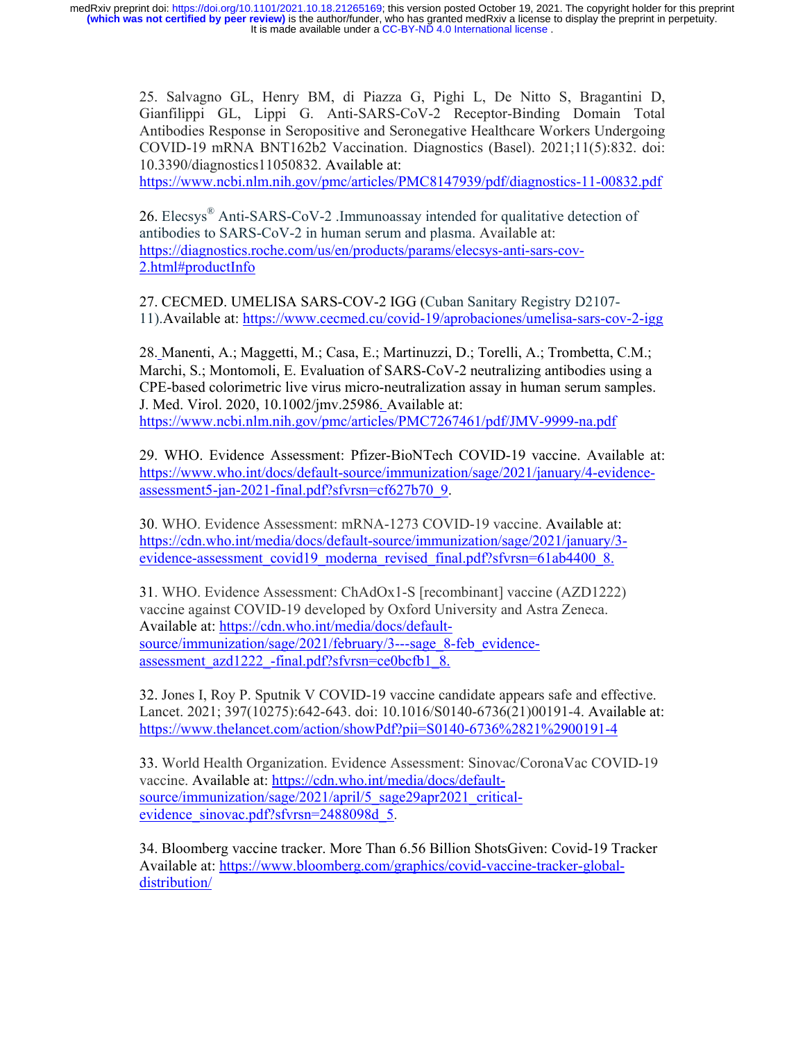25. Salvagno GL, Henry BM, di Piazza G, Pighi L, De Nitto S, Bragantini D, Gianfilippi GL, Lippi G. Anti-SARS-CoV-2 Receptor-Binding Domain Total Antibodies Response in Seropositive and Seronegative Healthcare Workers Undergoing COVID-19 mRNA BNT162b2 Vaccination. Diagnostics (Basel). 2021;11(5):832. doi: 10.3390/diagnostics11050832. Available at: https://www.ncbi.nlm.nih.gov/pmc/articles/PMC8147939/pdf/diagnostics-11-00832.pdf

26. Elecsys® Anti-SARS-CoV-2 .Immunoassay intended for qualitative detection of antibodies to SARS-CoV-2 in human serum and plasma. Available at: https://diagnostics.roche.com/us/en/products/params/elecsys-anti-sars-cov-2.html#productInfo

27. CECMED. UMELISA SARS-COV-2 IGG (Cuban Sanitary Registry D2107-11).Available at: https://www.cecmed.cu/covid-19/aprobaciones/umelisa-sars-cov-2-igg

28. Manenti, A.; Maggetti, M.; Casa, E.; Martinuzzi, D.; Torelli, A.; Trombetta, C.M.; Marchi, S.; Montomoli, E. Evaluation of SARS-CoV-2 neutralizing antibodies using a CPE-based colorimetric live virus micro-neutralization assay in human serum samples. J. Med. Virol. 2020, 10.1002/jmv.25986. Available at: https://www.ncbi.nlm.nih.gov/pmc/articles/PMC7267461/pdf/JMV-9999-na.pdf

29. WHO. Evidence Assessment: Pfizer-BioNTech COVID-19 vaccine. Available at: https://www.who.int/docs/default-source/immunization/sage/2021/january/4-evidence-assessment5-jan-2021-final.pdf?sfvrsn=cf627b70_9.

30. WHO. Evidence Assessment: mRNA-1273 COVID-19 vaccine. Available at: https://cdn.who.int/media/docs/default-source/immunization/sage/2021/january/3-evidence-assessment_covid19_moderna_revised_final.pdf?sfvrsn=61ab4400_8.

31. WHO. Evidence Assessment: ChAdOx1-S [recombinant] vaccine (AZD1222) vaccine against COVID-19 developed by Oxford University and Astra Zeneca. Available at: https://cdn.who.int/media/docs/default-source/immunization/sage/2021/february/3---sage_8-feb_evidence-assessment_azd1222_-final.pdf?sfvrsn=ce0bcfb1_8.

32. Jones I, Roy P. Sputnik V COVID-19 vaccine candidate appears safe and effective. Lancet. 2021; 397(10275):642-643. doi: 10.1016/S0140-6736(21)00191-4. Available at: https://www.thelancet.com/action/showPdf?pii=S0140-6736%2821%2900191-4

33. World Health Organization. Evidence Assessment: Sinovac/CoronaVac COVID-19 vaccine. Available at: https://cdn.who.int/media/docs/default-source/immunization/sage/2021/april/5_sage29apr2021_critical-evidence_sinovac.pdf?sfvrsn=2488098d_5.

34. Bloomberg vaccine tracker. More Than 6.56 Billion ShotsGiven: Covid-19 Tracker Available at: https://www.bloomberg.com/graphics/covid-vaccine-tracker-global-distribution/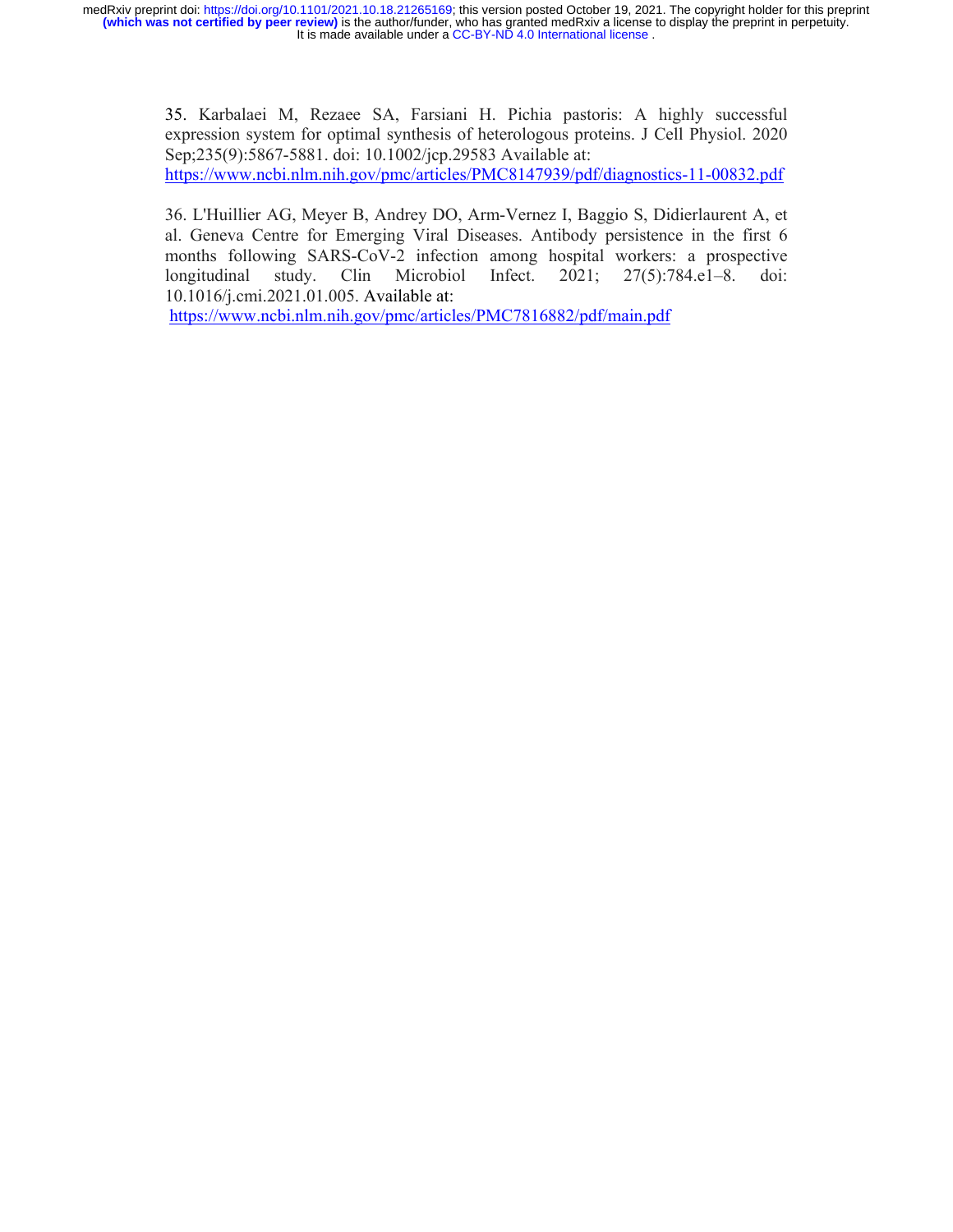35. Karbalaei M, Rezaee SA, Farsiani H. Pichia pastoris: A highly successful expression system for optimal synthesis of heterologous proteins. J Cell Physiol. 2020 Sep;235(9):5867-5881. doi: 10.1002/jcp.29583 Available at: https://www.ncbi.nlm.nih.gov/pmc/articles/PMC8147939/pdf/diagnostics-11-00832.pdf

36. L'Huillier AG, Meyer B, Andrey DO, Arm-Vernez I, Baggio S, Didierlaurent A, et al. Geneva Centre for Emerging Viral Diseases. Antibody persistence in the first 6 months following SARS-CoV-2 infection among hospital workers: a prospective longitudinal study. Clin Microbiol Infect. 2021; 27(5):784.e1–8. doi: 10.1016/j.cmi.2021.01.005. Available at: https://www.ncbi.nlm.nih.gov/pmc/articles/PMC7816882/pdf/main.pdf